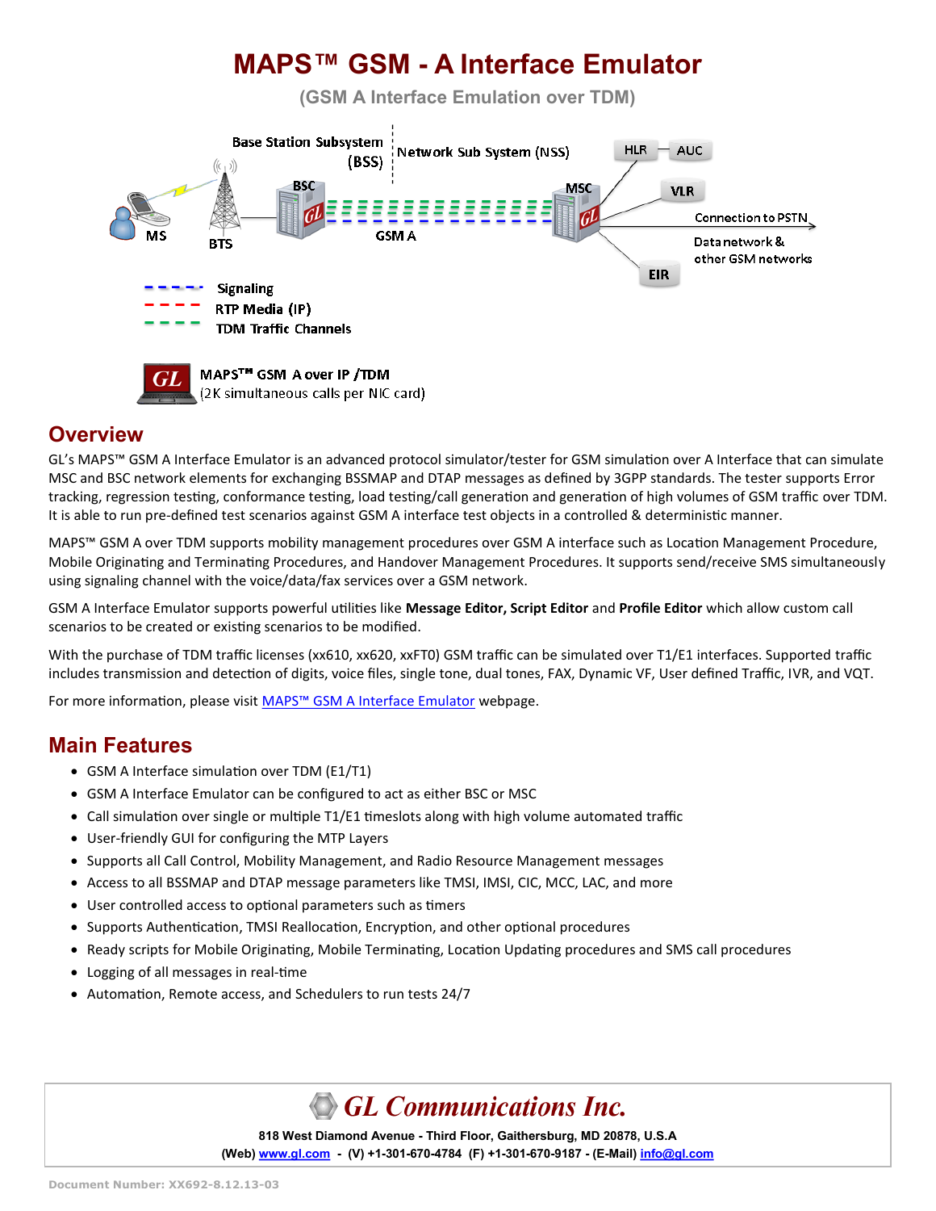# MAPS™ GSM - A Interface Emulator

**(GSM A Interface Emulation over TDM)**

## Overview

GL's MAPS™ GSM A Interface Emulator is an advanced protocol simulator/tester for GSM simulation over A Interface that can simulate MSC and BSC network elements for exchanging BSSMAP and DTAP messages as defined by 3GPP standards. The tester supports Error tracking, regression testing, conformance testing, load testing/call generation and generation of high volumes of GSM traffic over TDM. It is able to run pre-defined test scenarios against GSM A interface test objects in a controlled & deterministic manner.

MAPS™ GSM A over TDM supports mobility management procedures over GSM A interface such as Location Management Procedure, Mobile Originating and Terminating Procedures, and Handover Management Procedures. It supports send/receive SMS simultaneously using signaling channel with the voice/data/fax services over a GSM network.

GSM A Interface Emulator supports powerful utilities like **Message Editor, Script Editor** and **Profile Editor** which allow custom call scenarios to be created or existing scenarios to be modified.

With the purchase of TDM traffic licenses (xx610, xx620, xxFT0) GSM traffic can be simulated over T1/E1 interfaces. Supported traffic includes transmission and detection of digits, voice files, single tone, dual tones, FAX, Dynamic VF, User defined Traffic, IVR, and VQT.

For more information, please visit [MAPS™ GSM A Interface Emulator]() webpage.

## Main Features

- GSM A Interface simulation over TDM (E1/T1)
- GSM A Interface Emulator can be configured to act as either BSC or MSC
- Call simulation over single or multiple T1/E1 timeslots along with high volume automated traffic
- User-friendly GUI for configuring the MTP Layers
- Supports all Call Control, Mobility Management, and Radio Resource Management messages
- Access to all BSSMAP and DTAP message parameters like TMSI, IMSI, CIC, MCC, LAC, and more
- User controlled access to optional parameters such as timers
- Supports Authentication, TMSI Reallocation, Encryption, and other optional procedures
- Ready scripts for Mobile Originating, Mobile Terminating, Location Updating procedures and SMS call procedures
- Logging of all messages in real-time
- Automation, Remote access, and Schedulers to run tests 24/7

**GL Communications Inc.**

818 West Diamond Avenue - Third Floor, Gaithersburg, MD 20878, U.S.A

(Web) www.gl.com - (V) +1-301-670-4784 (F) +1-301-670-9187 - (E-Mail) info@gl.com

Document Number: XX692-8.12.13-03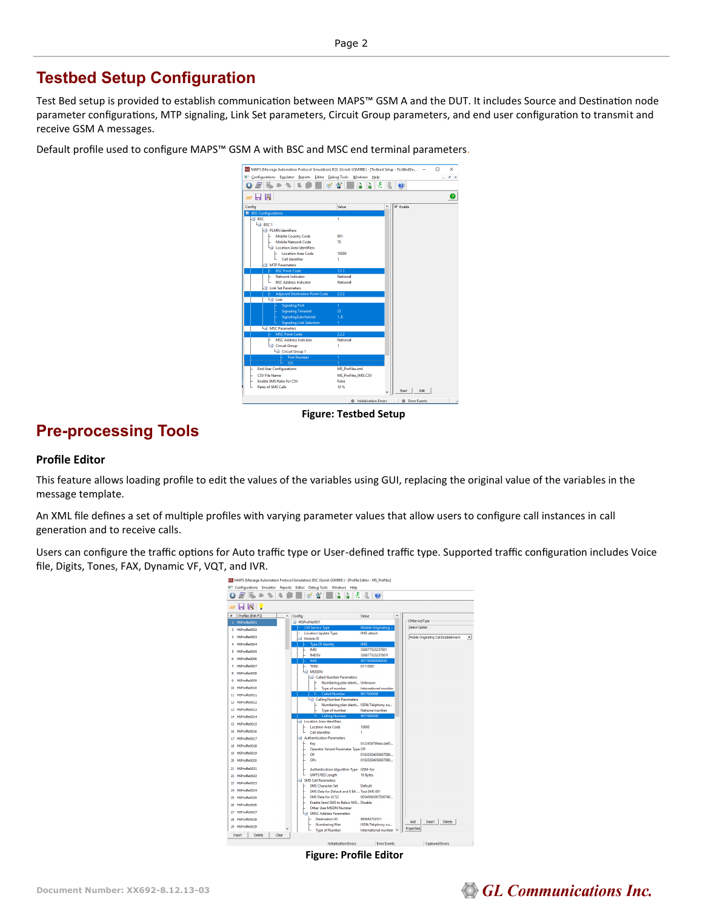# Testbed Setup Configuration

Test Bed setup is provided to establish communication between MAPS™ GSM A and the DUT. It includes Source and Destination node parameter configurations, MTP signaling, Link Set parameters, Circuit Group parameters, and end user configuration to transmit and receive GSM A messages.

Default profile used to configure MAPS™ GSM A with BSC and MSC end terminal parameters.

**Figure: Testbed Setup**

# Pre-processing Tools

## Profile Editor

This feature allows loading profile to edit the values of the variables using GUI, replacing the original value of the variables in the message template.

An XML file defines a set of multiple profiles with varying parameter values that allow users to configure call instances in call generation and to receive calls.

Users can configure the traffic options for Auto traffic type or User-defined traffic type. Supported traffic configuration includes Voice file, Digits, Tones, FAX, Dynamic VF, VQT, and IVR.

**Figure: Profile Editor**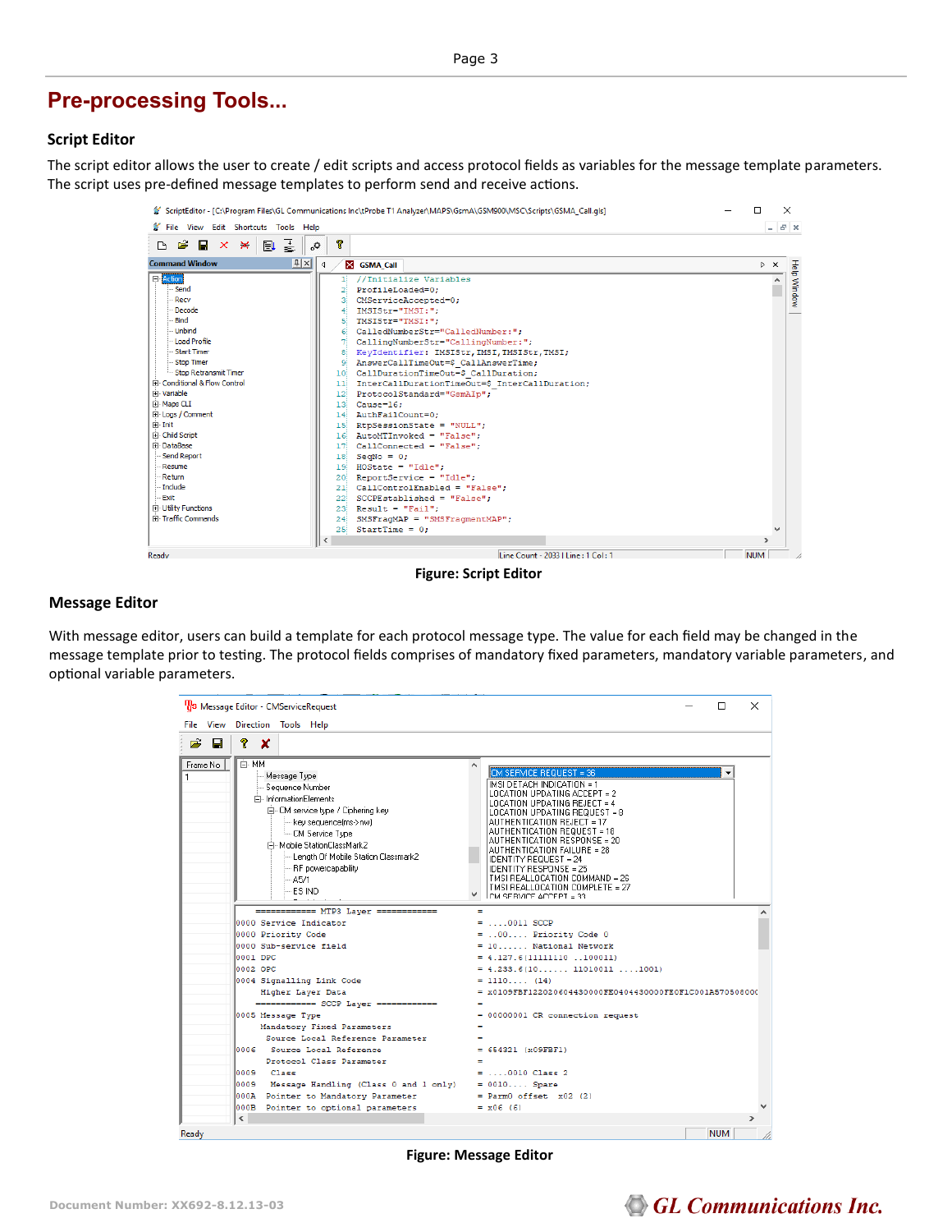## Pre-processing Tools...

### Script Editor

The script editor allows the user to create / edit scripts and access protocol fields as variables for the message template parameters. The script uses pre-defined message templates to perform send and receive actions.

**Figure: Script Editor**

### Message Editor

With message editor, users can build a template for each protocol message type. The value for each field may be changed in the message template prior to testing. The protocol fields comprises of mandatory fixed parameters, mandatory variable parameters, and optional variable parameters.

**Figure: Message Editor**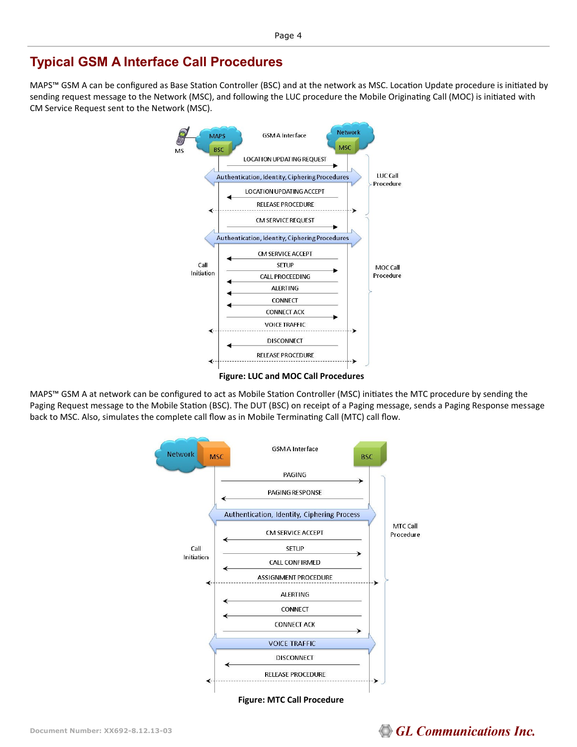# Typical GSM A Interface Call Procedures

MAPS™ GSM A can be configured as Base Station Controller (BSC) and at the network as MSC. Location Update procedure is initiated by sending request message to the Network (MSC), and following the LUC procedure the Mobile Originating Call (MOC) is initiated with CM Service Request sent to the Network (MSC).

**Figure: LUC and MOC Call Procedures**

MAPS™ GSM A at network can be configured to act as Mobile Station Controller (MSC) initiates the MTC procedure by sending the Paging Request message to the Mobile Station (BSC). The DUT (BSC) on receipt of a Paging message, sends a Paging Response message back to MSC. Also, simulates the complete call flow as in Mobile Terminating Call (MTC) call flow.

**Figure: MTC Call Procedure**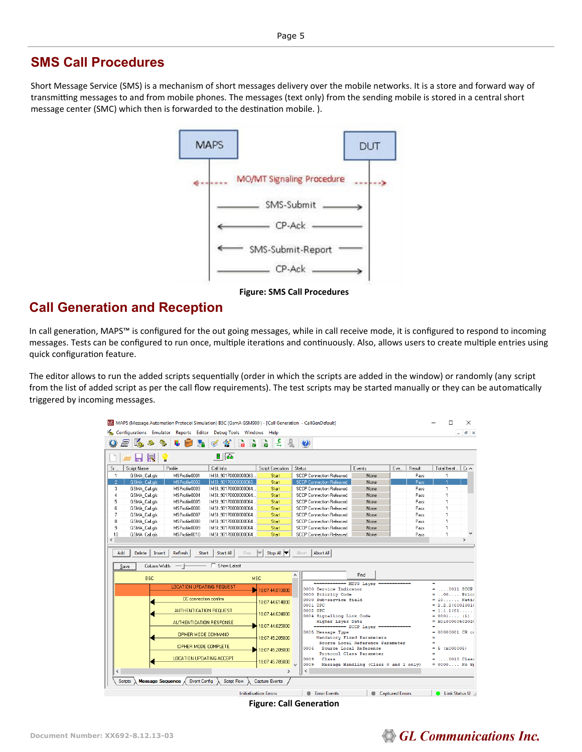## SMS Call Procedures

Short Message Service (SMS) is a mechanism of short messages delivery over the mobile networks. It is a store and forward way of transmitting messages to and from mobile phones. The messages (text only) from the sending mobile is stored in a central short message center (SMC) which then is forwarded to the destination mobile. ).

**Figure: SMS Call Procedures**

## Call Generation and Reception

In call generation, MAPS™ is configured for the out going messages, while in call receive mode, it is configured to respond to incoming messages. Tests can be configured to run once, multiple iterations and continuously. Also, allows users to create multiple entries using quick configuration feature.

The editor allows to run the added scripts sequentially (order in which the scripts are added in the window) or randomly (any script from the list of added script as per the call flow requirements). The test scripts may be started manually or they can be automatically triggered by incoming messages.

**Figure: Call Generation**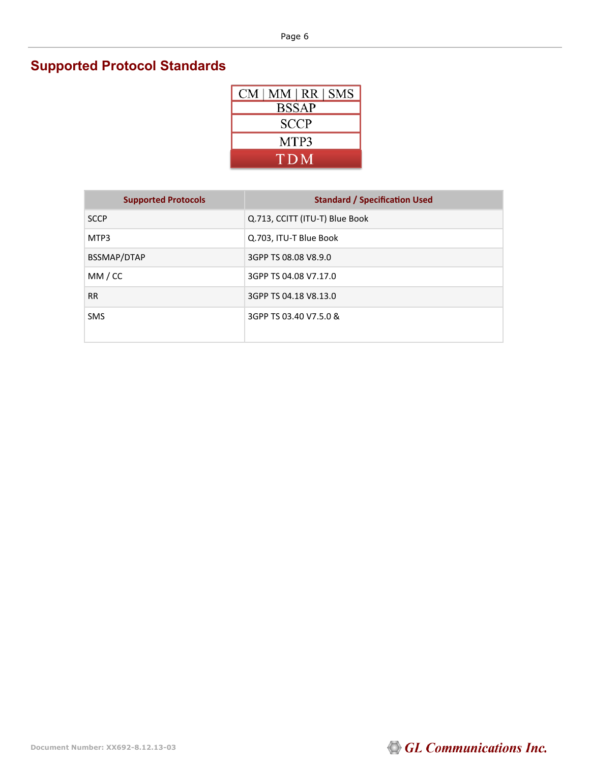## Supported Protocol Standards

| CM \| MM \| RR \| SMS |
| --- |
| BSSAP |
| SCCP |
| MTP3 |
| TDM |

| Supported Protocols | Standard / Specification Used |
| --- | --- |
| SCCP | Q.713, CCITT (ITU-T) Blue Book |
| MTP3 | Q.703, ITU-T Blue Book |
| BSSMAP/DTAP | 3GPP TS 08.08 V8.9.0 |
| MM / CC | 3GPP TS 04.08 V7.17.0 |
| RR | 3GPP TS 04.18 V8.13.0 |
| SMS | 3GPP TS 03.40 V7.5.0 & |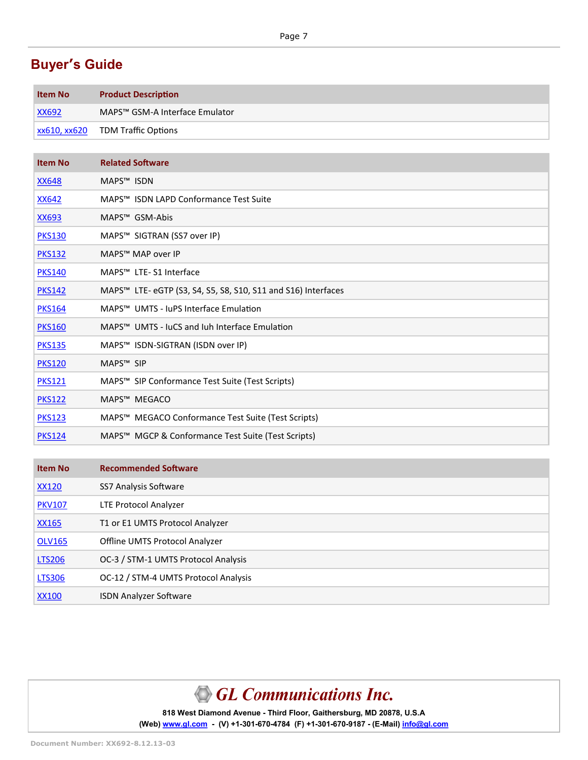## Buyer's Guide

| Item No | Product Description |
|---|---|
| XX692 | MAPS™ GSM-A Interface Emulator |
| xx610, xx620 | TDM Traffic Options |

| Item No | Related Software |
|---|---|
| XX648 | MAPS™ ISDN |
| XX642 | MAPS™ ISDN LAPD Conformance Test Suite |
| XX693 | MAPS™ GSM-Abis |
| PKS130 | MAPS™ SIGTRAN (SS7 over IP) |
| PKS132 | MAPS™ MAP over IP |
| PKS140 | MAPS™ LTE- S1 Interface |
| PKS142 | MAPS™ LTE- eGTP (S3, S4, S5, S8, S10, S11 and S16) Interfaces |
| PKS164 | MAPS™ UMTS - IuPS Interface Emulation |
| PKS160 | MAPS™ UMTS - IuCS and Iuh Interface Emulation |
| PKS135 | MAPS™ ISDN-SIGTRAN (ISDN over IP) |
| PKS120 | MAPS™ SIP |
| PKS121 | MAPS™ SIP Conformance Test Suite (Test Scripts) |
| PKS122 | MAPS™ MEGACO |
| PKS123 | MAPS™ MEGACO Conformance Test Suite (Test Scripts) |
| PKS124 | MAPS™ MGCP & Conformance Test Suite (Test Scripts) |

| Item No | Recommended Software |
|---|---|
| XX120 | SS7 Analysis Software |
| PKV107 | LTE Protocol Analyzer |
| XX165 | T1 or E1 UMTS Protocol Analyzer |
| OLV165 | Offline UMTS Protocol Analyzer |
| LTS206 | OC-3 / STM-1 UMTS Protocol Analysis |
| LTS306 | OC-12 / STM-4 UMTS Protocol Analysis |
| XX100 | ISDN Analyzer Software |

**GL Communications Inc.**

818 West Diamond Avenue - Third Floor, Gaithersburg, MD 20878, U.S.A

(Web) www.gl.com - (V) +1-301-670-4784 (F) +1-301-670-9187 - (E-Mail) info@gl.com

Document Number: XX692-8.12.13-03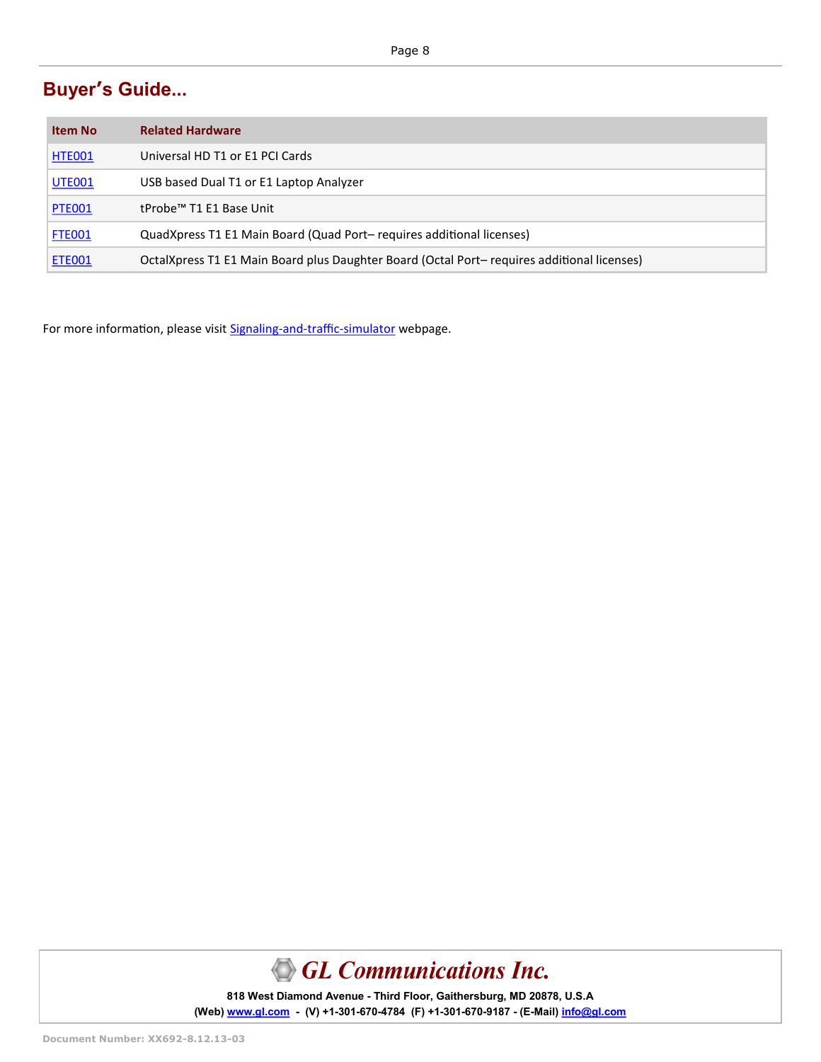## Buyer's Guide...

| Item No | Related Hardware |
|---|---|
| HTE001 | Universal HD T1 or E1 PCI Cards |
| UTE001 | USB based Dual T1 or E1 Laptop Analyzer |
| PTE001 | tProbe™ T1 E1 Base Unit |
| FTE001 | QuadXpress T1 E1 Main Board (Quad Port– requires additional licenses) |
| ETE001 | OctalXpress T1 E1 Main Board plus Daughter Board (Octal Port– requires additional licenses) |

For more information, please visit Signaling-and-traffic-simulator webpage.

**GL Communications Inc.**

**818 West Diamond Avenue - Third Floor, Gaithersburg, MD 20878, U.S.A**

**(Web) www.gl.com - (V) +1-301-670-4784 (F) +1-301-670-9187 - (E-Mail) info@gl.com**

Document Number: XX692-8.12.13-03